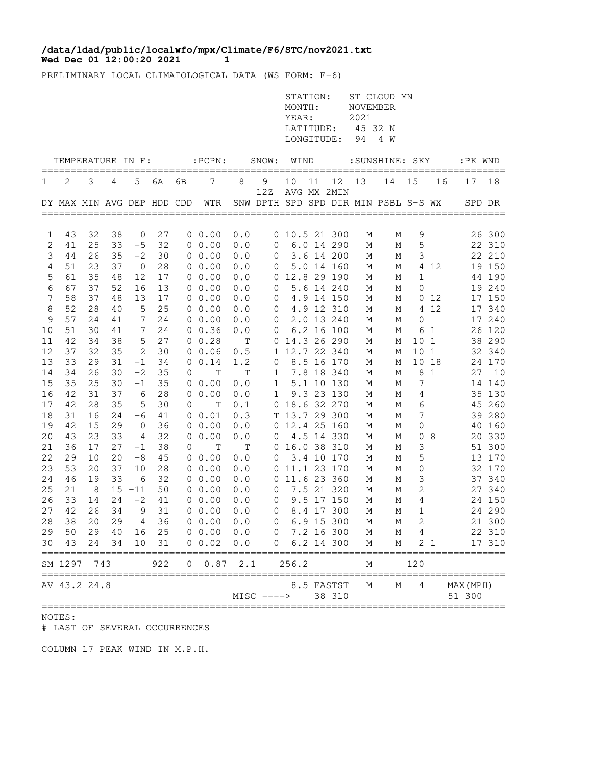**/data/ldad/public/localwfo/mpx/Climate/F6/STC/nov2021.txt**
**Wed Dec 01 12:00:20 2021 1**

PRELIMINARY LOCAL CLIMATOLOGICAL DATA (WS FORM: F-6)

STATION: ST CLOUD MN
MONTH: NOVEMBER
YEAR: 2021
LATITUDE: 45 32 N
LONGITUDE: 94 4 W

| TEMPERATURE IN F: | | | | | | | :PCPN: | SNOW: | | WIND | | | :SUNSHINE: | | SKY | | :PK WND | |
|---|---|---|---|---|---|---|---|---|---|---|---|---|---|---|---|---|---|---|
| 1 | 2 | 3 | 4 | 5 | 6A | 6B | 7 | 8 | 9 | 10 | 11 | 12 | 13 | 14 | 15 | 16 | 17 | 18 |
| | | | | | | | | | 12Z | AVG | MX | 2MIN | | | | | | |
| DY | MAX | MIN | AVG | DEP | HDD | CDD | WTR | SNW | DPTH | SPD | SPD | DIR | MIN | PSBL | S-S | WX | SPD | DR |
| 1 | 43 | 32 | 38 | 0 | 27 | 0 | 0.00 | 0.0 | 0 | 10.5 | 21 | 300 | M | M | 9 | | 26 | 300 |
| 2 | 41 | 25 | 33 | -5 | 32 | 0 | 0.00 | 0.0 | 0 | 6.0 | 14 | 290 | M | M | 5 | | 22 | 310 |
| 3 | 44 | 26 | 35 | -2 | 30 | 0 | 0.00 | 0.0 | 0 | 3.6 | 14 | 200 | M | M | 3 | | 22 | 210 |
| 4 | 51 | 23 | 37 | 0 | 28 | 0 | 0.00 | 0.0 | 0 | 5.0 | 14 | 160 | M | M | 4 | 12 | 19 | 150 |
| 5 | 61 | 35 | 48 | 12 | 17 | 0 | 0.00 | 0.0 | 0 | 12.8 | 29 | 190 | M | M | 1 | | 44 | 190 |
| 6 | 67 | 37 | 52 | 16 | 13 | 0 | 0.00 | 0.0 | 0 | 5.6 | 14 | 240 | M | M | 0 | | 19 | 240 |
| 7 | 58 | 37 | 48 | 13 | 17 | 0 | 0.00 | 0.0 | 0 | 4.9 | 14 | 150 | M | M | 0 | 12 | 17 | 150 |
| 8 | 52 | 28 | 40 | 5 | 25 | 0 | 0.00 | 0.0 | 0 | 4.9 | 12 | 310 | M | M | 4 | 12 | 17 | 340 |
| 9 | 57 | 24 | 41 | 7 | 24 | 0 | 0.00 | 0.0 | 0 | 2.0 | 13 | 240 | M | M | 0 | | 17 | 240 |
| 10 | 51 | 30 | 41 | 7 | 24 | 0 | 0.36 | 0.0 | 0 | 6.2 | 16 | 100 | M | M | 6 | 1 | 26 | 120 |
| 11 | 42 | 34 | 38 | 5 | 27 | 0 | 0.28 | T | 0 | 14.3 | 26 | 290 | M | M | 10 | 1 | 38 | 290 |
| 12 | 37 | 32 | 35 | 2 | 30 | 0 | 0.06 | 0.5 | 1 | 12.7 | 22 | 340 | M | M | 10 | 1 | 32 | 340 |
| 13 | 33 | 29 | 31 | -1 | 34 | 0 | 0.14 | 1.2 | 0 | 8.5 | 16 | 170 | M | M | 10 | 18 | 24 | 170 |
| 14 | 34 | 26 | 30 | -2 | 35 | 0 | T | T | 1 | 7.8 | 18 | 340 | M | M | 8 | 1 | 27 | 10 |
| 15 | 35 | 25 | 30 | -1 | 35 | 0 | 0.00 | 0.0 | 1 | 5.1 | 10 | 130 | M | M | 7 | | 14 | 140 |
| 16 | 42 | 31 | 37 | 6 | 28 | 0 | 0.00 | 0.0 | 1 | 9.3 | 23 | 130 | M | M | 4 | | 35 | 130 |
| 17 | 42 | 28 | 35 | 5 | 30 | 0 | T | 0.1 | 0 | 18.6 | 32 | 270 | M | M | 6 | | 45 | 260 |
| 18 | 31 | 16 | 24 | -6 | 41 | 0 | 0.01 | 0.3 | T | 13.7 | 29 | 300 | M | M | 7 | | 39 | 280 |
| 19 | 42 | 15 | 29 | 0 | 36 | 0 | 0.00 | 0.0 | 0 | 12.4 | 25 | 160 | M | M | 0 | | 40 | 160 |
| 20 | 43 | 23 | 33 | 4 | 32 | 0 | 0.00 | 0.0 | 0 | 4.5 | 14 | 330 | M | M | 0 | 8 | 20 | 330 |
| 21 | 36 | 17 | 27 | -1 | 38 | 0 | T | T | 0 | 16.0 | 38 | 310 | M | M | 3 | | 51 | 300 |
| 22 | 29 | 10 | 20 | -8 | 45 | 0 | 0.00 | 0.0 | 0 | 3.4 | 10 | 170 | M | M | 5 | | 13 | 170 |
| 23 | 53 | 20 | 37 | 10 | 28 | 0 | 0.00 | 0.0 | 0 | 11.1 | 23 | 170 | M | M | 0 | | 32 | 170 |
| 24 | 46 | 19 | 33 | 6 | 32 | 0 | 0.00 | 0.0 | 0 | 11.6 | 23 | 360 | M | M | 3 | | 37 | 340 |
| 25 | 21 | 8 | 15 | -11 | 50 | 0 | 0.00 | 0.0 | 0 | 7.5 | 21 | 320 | M | M | 2 | | 27 | 340 |
| 26 | 33 | 14 | 24 | -2 | 41 | 0 | 0.00 | 0.0 | 0 | 9.5 | 17 | 150 | M | M | 4 | | 24 | 150 |
| 27 | 42 | 26 | 34 | 9 | 31 | 0 | 0.00 | 0.0 | 0 | 8.4 | 17 | 300 | M | M | 1 | | 24 | 290 |
| 28 | 38 | 20 | 29 | 4 | 36 | 0 | 0.00 | 0.0 | 0 | 6.9 | 15 | 300 | M | M | 2 | | 21 | 300 |
| 29 | 50 | 29 | 40 | 16 | 25 | 0 | 0.00 | 0.0 | 0 | 7.2 | 16 | 300 | M | M | 4 | | 22 | 310 |
| 30 | 43 | 24 | 34 | 10 | 31 | 0 | 0.02 | 0.0 | 0 | 6.2 | 14 | 300 | M | M | 2 | 1 | 17 | 310 |
| SM | 1297 | 743 | | | 922 | 0 | 0.87 | 2.1 | | 256.2 | | | M | | 120 | | | |
| AV | 43.2 | 24.8 | | | | | | | | 8.5 | FASTST | | M | M | 4 | | MAX(MPH) | |
| | | | | | | | MISC ----> | | | | 38 | 310 | | | | | 51 | 300 |

NOTES:
# LAST OF SEVERAL OCCURRENCES

COLUMN 17 PEAK WIND IN M.P.H.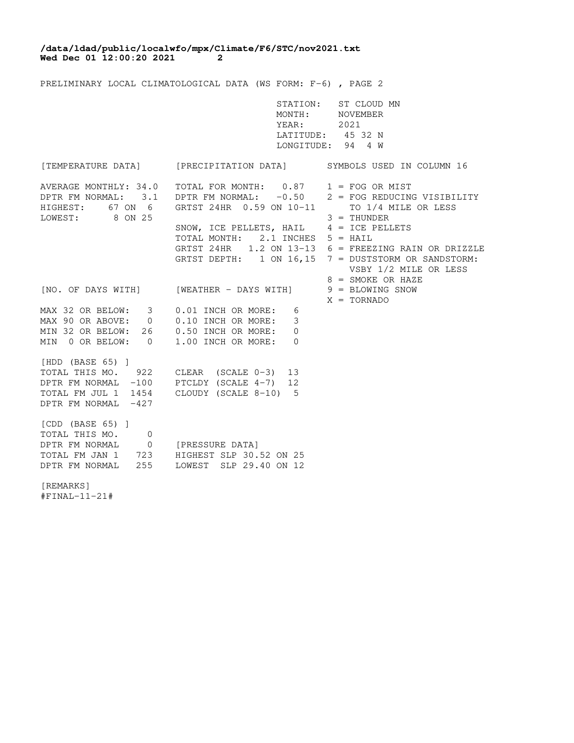**/data/ldad/public/localwfo/mpx/Climate/F6/STC/nov2021.txt**
**Wed Dec 01 12:00:20 2021 2**

PRELIMINARY LOCAL CLIMATOLOGICAL DATA (WS FORM: F-6) , PAGE 2

```
                                          STATION:   ST CLOUD MN
                                          MONTH:     NOVEMBER
                                          YEAR:      2021
                                          LATITUDE:   45 32 N
                                          LONGITUDE:  94  4 W

[TEMPERATURE DATA]      [PRECIPITATION DATA]       SYMBOLS USED IN COLUMN 16

AVERAGE MONTHLY: 34.0   TOTAL FOR MONTH:   0.87    1 = FOG OR MIST
DPTR FM NORMAL:   3.1   DPTR FM NORMAL:   -0.50    2 = FOG REDUCING VISIBILITY
HIGHEST:    67 ON  6    GRTST 24HR  0.59 ON 10-11      TO 1/4 MILE OR LESS
LOWEST:      8 ON 25                               3 = THUNDER
                        SNOW, ICE PELLETS, HAIL    4 = ICE PELLETS
                        TOTAL MONTH:   2.1 INCHES  5 = HAIL
                        GRTST 24HR   1.2 ON 13-13  6 = FREEZING RAIN OR DRIZZLE
                        GRTST DEPTH:   1 ON 16,15  7 = DUSTSTORM OR SANDSTORM:
                                                       VSBY 1/2 MILE OR LESS
                                                   8 = SMOKE OR HAZE
[NO. OF DAYS WITH]      [WEATHER - DAYS WITH]      9 = BLOWING SNOW
                                                   X = TORNADO
MAX 32 OR BELOW:   3    0.01 INCH OR MORE:   6
MAX 90 OR ABOVE:   0    0.10 INCH OR MORE:   3
MIN 32 OR BELOW:  26    0.50 INCH OR MORE:   0
MIN  0 OR BELOW:   0    1.00 INCH OR MORE:   0

[HDD (BASE 65) ]
TOTAL THIS MO.   922    CLEAR  (SCALE 0-3)  13
DPTR FM NORMAL  -100    PTCLDY (SCALE 4-7)  12
TOTAL FM JUL 1  1454    CLOUDY (SCALE 8-10)  5
DPTR FM NORMAL  -427

[CDD (BASE 65) ]
TOTAL THIS MO.     0
DPTR FM NORMAL     0    [PRESSURE DATA]
TOTAL FM JAN 1   723    HIGHEST SLP 30.52 ON 25
DPTR FM NORMAL   255    LOWEST  SLP 29.40 ON 12

[REMARKS]
#FINAL-11-21#
```